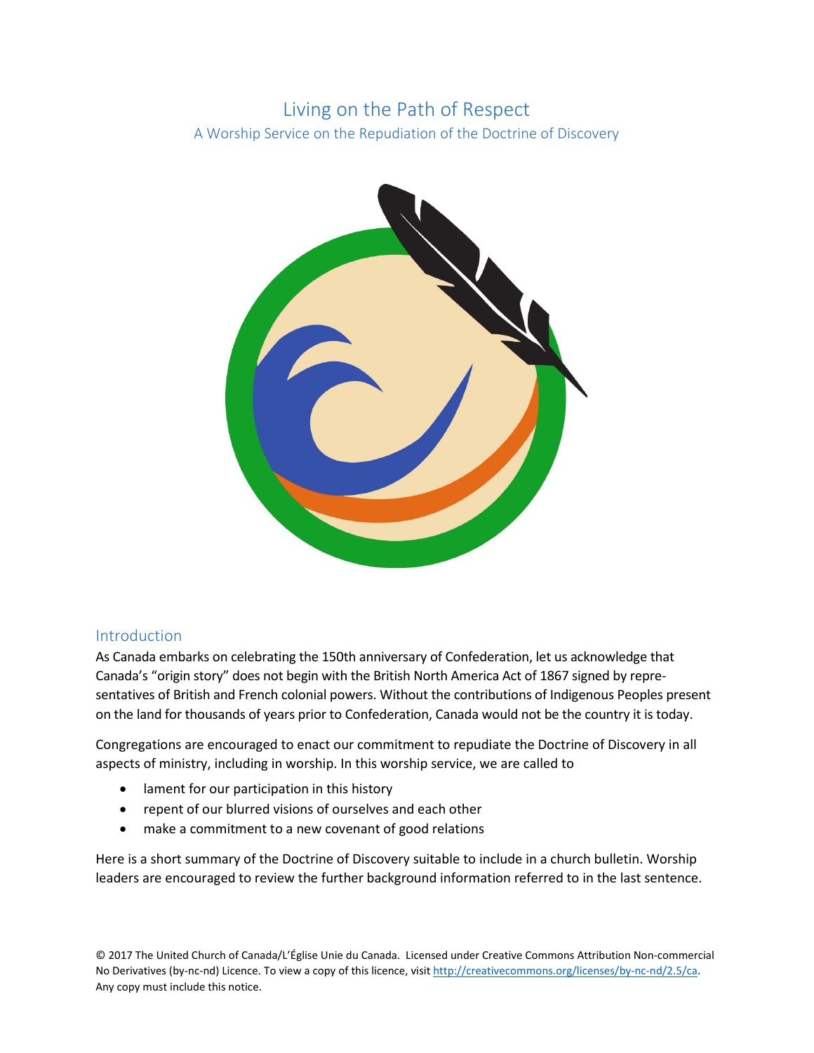# Living on the Path of Respect

## A Worship Service on the Repudiation of the Doctrine of Discovery

## Introduction

As Canada embarks on celebrating the 150th anniversary of Confederation, let us acknowledge that Canada's "origin story" does not begin with the British North America Act of 1867 signed by representatives of British and French colonial powers. Without the contributions of Indigenous Peoples present on the land for thousands of years prior to Confederation, Canada would not be the country it is today.

Congregations are encouraged to enact our commitment to repudiate the Doctrine of Discovery in all aspects of ministry, including in worship. In this worship service, we are called to

- lament for our participation in this history
- repent of our blurred visions of ourselves and each other
- make a commitment to a new covenant of good relations

Here is a short summary of the Doctrine of Discovery suitable to include in a church bulletin. Worship leaders are encouraged to review the further background information referred to in the last sentence.

© 2017 The United Church of Canada/L'Église Unie du Canada. Licensed under Creative Commons Attribution Non-commercial No Derivatives (by-nc-nd) Licence. To view a copy of this licence, visit http://creativecommons.org/licenses/by-nc-nd/2.5/ca. Any copy must include this notice.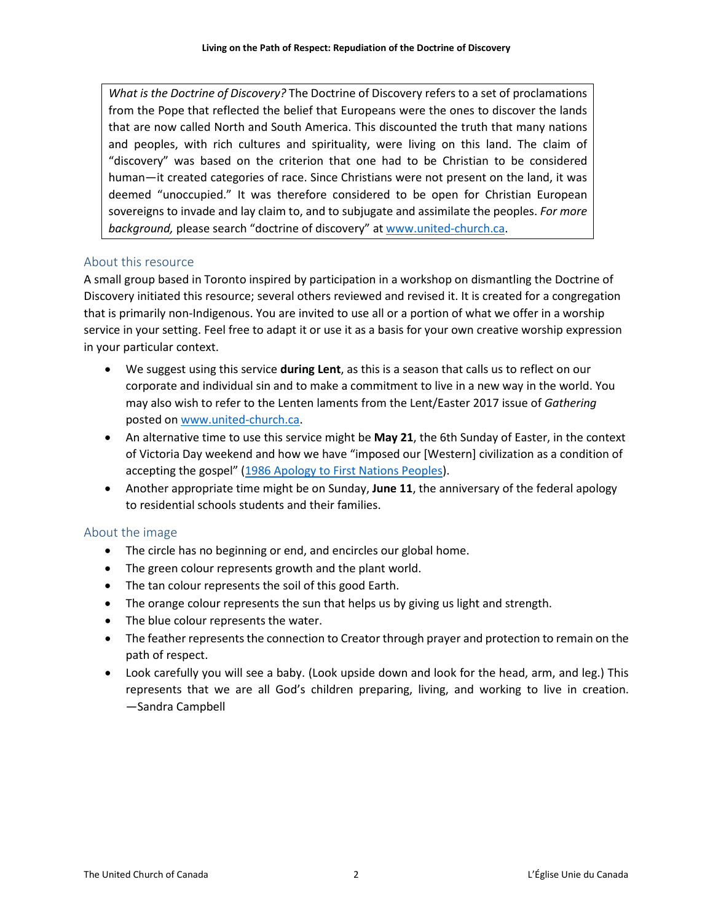*What is the Doctrine of Discovery?* The Doctrine of Discovery refers to a set of proclamations from the Pope that reflected the belief that Europeans were the ones to discover the lands that are now called North and South America. This discounted the truth that many nations and peoples, with rich cultures and spirituality, were living on this land. The claim of "discovery" was based on the criterion that one had to be Christian to be considered human—it created categories of race. Since Christians were not present on the land, it was deemed "unoccupied." It was therefore considered to be open for Christian European sovereigns to invade and lay claim to, and to subjugate and assimilate the peoples. *For more background,* please search "doctrine of discovery" at [www.united-church.ca](http://www.united-church.ca).

## About this resource

A small group based in Toronto inspired by participation in a workshop on dismantling the Doctrine of Discovery initiated this resource; several others reviewed and revised it. It is created for a congregation that is primarily non-Indigenous. You are invited to use all or a portion of what we offer in a worship service in your setting. Feel free to adapt it or use it as a basis for your own creative worship expression in your particular context.

- We suggest using this service **during Lent**, as this is a season that calls us to reflect on our corporate and individual sin and to make a commitment to live in a new way in the world. You may also wish to refer to the Lenten laments from the Lent/Easter 2017 issue of *Gathering* posted on [www.united-church.ca](http://www.united-church.ca).
- An alternative time to use this service might be **May 21**, the 6th Sunday of Easter, in the context of Victoria Day weekend and how we have "imposed our [Western] civilization as a condition of accepting the gospel" (1986 Apology to First Nations Peoples).
- Another appropriate time might be on Sunday, **June 11**, the anniversary of the federal apology to residential schools students and their families.

## About the image

- The circle has no beginning or end, and encircles our global home.
- The green colour represents growth and the plant world.
- The tan colour represents the soil of this good Earth.
- The orange colour represents the sun that helps us by giving us light and strength.
- The blue colour represents the water.
- The feather represents the connection to Creator through prayer and protection to remain on the path of respect.
- Look carefully you will see a baby. (Look upside down and look for the head, arm, and leg.) This represents that we are all God's children preparing, living, and working to live in creation. —Sandra Campbell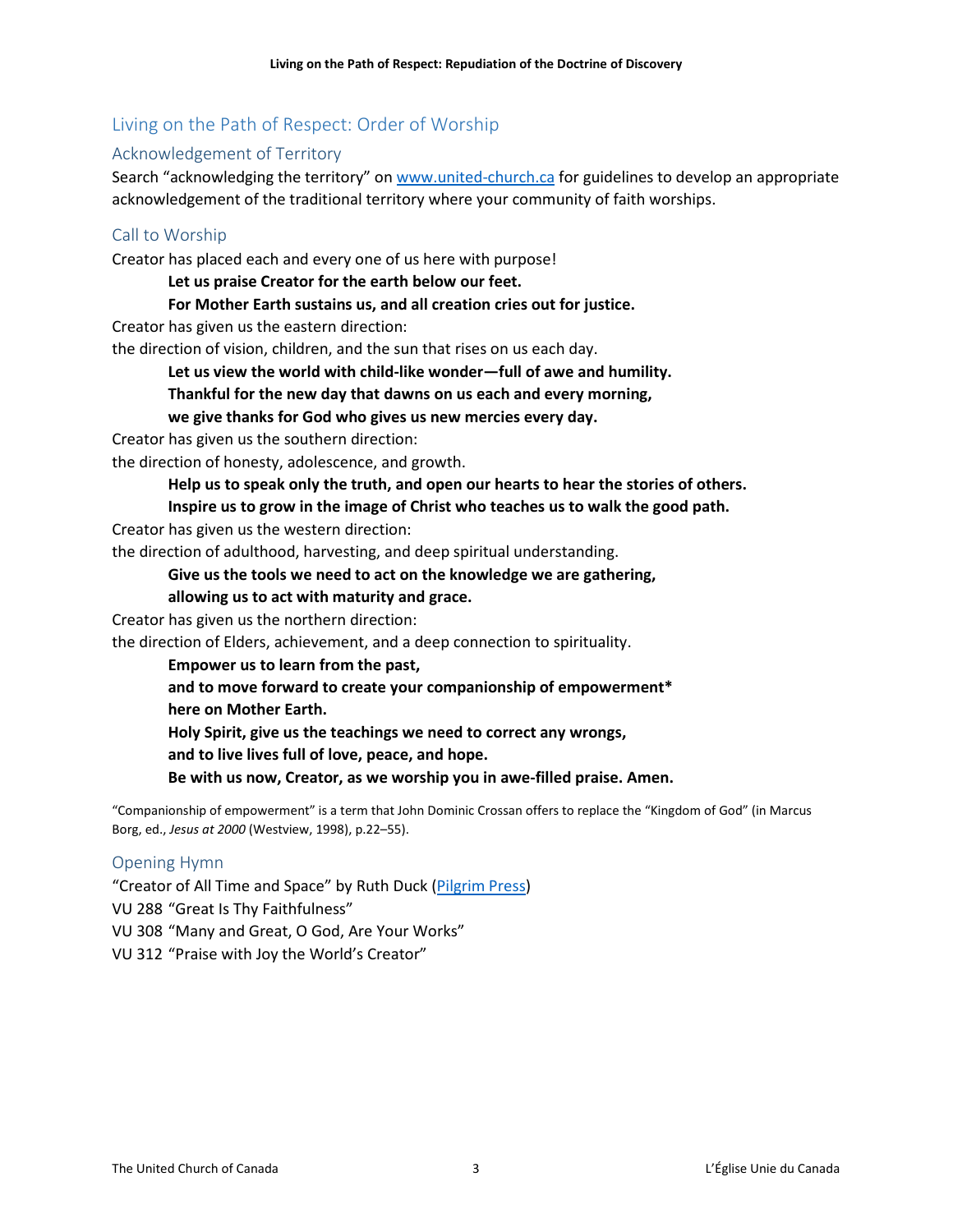## Living on the Path of Respect: Order of Worship

### Acknowledgement of Territory

Search "acknowledging the territory" on www.united-church.ca for guidelines to develop an appropriate acknowledgement of the traditional territory where your community of faith worships.

### Call to Worship

Creator has placed each and every one of us here with purpose!

**Let us praise Creator for the earth below our feet.**
**For Mother Earth sustains us, and all creation cries out for justice.**

Creator has given us the eastern direction:
the direction of vision, children, and the sun that rises on us each day.

**Let us view the world with child-like wonder—full of awe and humility.**
**Thankful for the new day that dawns on us each and every morning,**
**we give thanks for God who gives us new mercies every day.**

Creator has given us the southern direction:
the direction of honesty, adolescence, and growth.

**Help us to speak only the truth, and open our hearts to hear the stories of others.**
**Inspire us to grow in the image of Christ who teaches us to walk the good path.**

Creator has given us the western direction:
the direction of adulthood, harvesting, and deep spiritual understanding.

**Give us the tools we need to act on the knowledge we are gathering,**
**allowing us to act with maturity and grace.**

Creator has given us the northern direction:
the direction of Elders, achievement, and a deep connection to spirituality.

**Empower us to learn from the past,**
**and to move forward to create your companionship of empowerment***
**here on Mother Earth.**
**Holy Spirit, give us the teachings we need to correct any wrongs,**
**and to live lives full of love, peace, and hope.**
**Be with us now, Creator, as we worship you in awe-filled praise. Amen.**

"Companionship of empowerment" is a term that John Dominic Crossan offers to replace the "Kingdom of God" (in Marcus Borg, ed., *Jesus at 2000* (Westview, 1998), p.22–55).

### Opening Hymn

"Creator of All Time and Space" by Ruth Duck (Pilgrim Press)
VU 288 "Great Is Thy Faithfulness"
VU 308 "Many and Great, O God, Are Your Works"
VU 312 "Praise with Joy the World's Creator"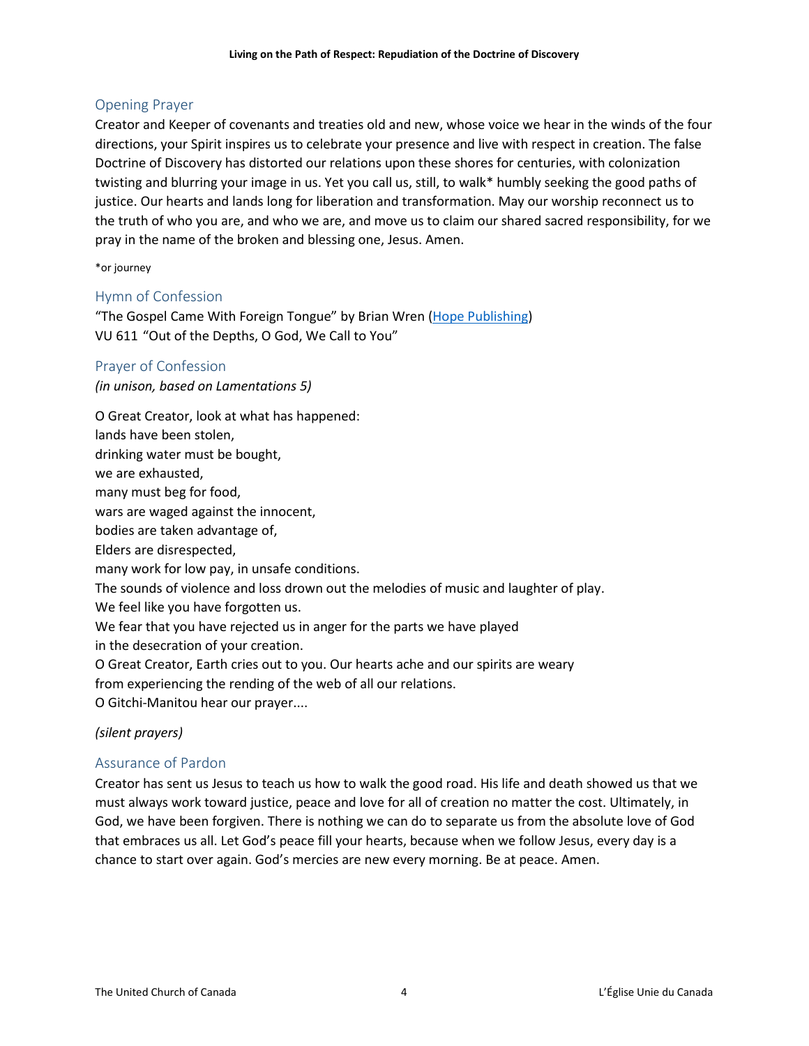## Opening Prayer

Creator and Keeper of covenants and treaties old and new, whose voice we hear in the winds of the four directions, your Spirit inspires us to celebrate your presence and live with respect in creation. The false Doctrine of Discovery has distorted our relations upon these shores for centuries, with colonization twisting and blurring your image in us. Yet you call us, still, to walk* humbly seeking the good paths of justice. Our hearts and lands long for liberation and transformation. May our worship reconnect us to the truth of who you are, and who we are, and move us to claim our shared sacred responsibility, for we pray in the name of the broken and blessing one, Jesus. Amen.

*or journey

## Hymn of Confession

"The Gospel Came With Foreign Tongue" by Brian Wren (Hope Publishing)
VU 611 "Out of the Depths, O God, We Call to You"

## Prayer of Confession

*(in unison, based on Lamentations 5)*

O Great Creator, look at what has happened:
lands have been stolen,
drinking water must be bought,
we are exhausted,
many must beg for food,
wars are waged against the innocent,
bodies are taken advantage of,
Elders are disrespected,
many work for low pay, in unsafe conditions.
The sounds of violence and loss drown out the melodies of music and laughter of play.
We feel like you have forgotten us.
We fear that you have rejected us in anger for the parts we have played
in the desecration of your creation.
O Great Creator, Earth cries out to you. Our hearts ache and our spirits are weary
from experiencing the rending of the web of all our relations.
O Gitchi-Manitou hear our prayer....

*(silent prayers)*

## Assurance of Pardon

Creator has sent us Jesus to teach us how to walk the good road. His life and death showed us that we must always work toward justice, peace and love for all of creation no matter the cost. Ultimately, in God, we have been forgiven. There is nothing we can do to separate us from the absolute love of God that embraces us all. Let God's peace fill your hearts, because when we follow Jesus, every day is a chance to start over again. God's mercies are new every morning. Be at peace. Amen.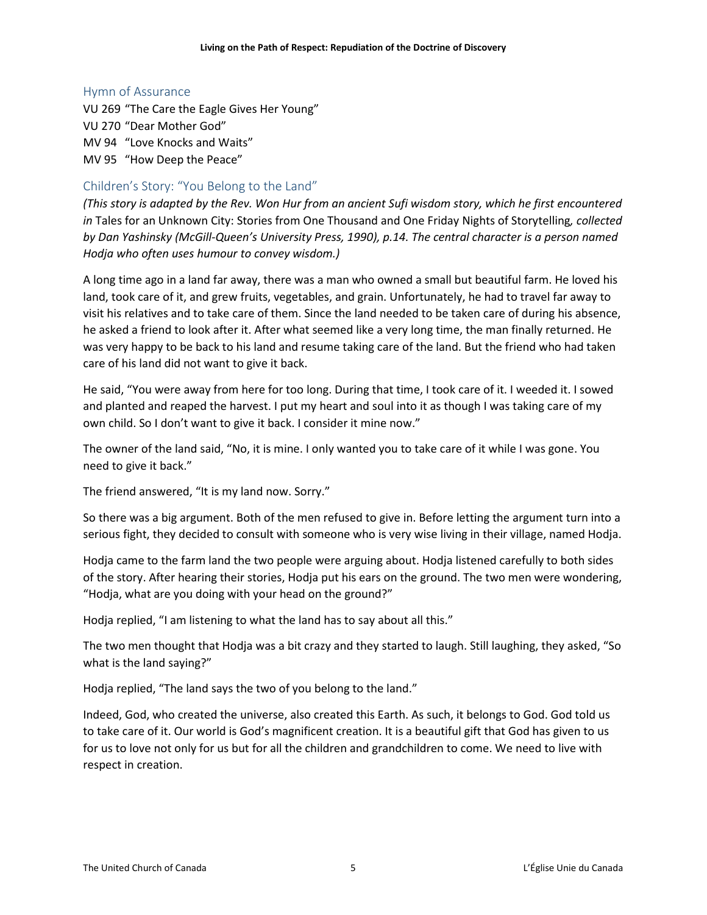## Hymn of Assurance

VU 269 "The Care the Eagle Gives Her Young"
VU 270 "Dear Mother God"
MV 94 "Love Knocks and Waits"
MV 95 "How Deep the Peace"

## Children's Story: "You Belong to the Land"

*(This story is adapted by the Rev. Won Hur from an ancient Sufi wisdom story, which he first encountered in* Tales for an Unknown City: Stories from One Thousand and One Friday Nights of Storytelling*, collected by Dan Yashinsky (McGill-Queen's University Press, 1990), p.14. The central character is a person named Hodja who often uses humour to convey wisdom.)*

A long time ago in a land far away, there was a man who owned a small but beautiful farm. He loved his land, took care of it, and grew fruits, vegetables, and grain. Unfortunately, he had to travel far away to visit his relatives and to take care of them. Since the land needed to be taken care of during his absence, he asked a friend to look after it. After what seemed like a very long time, the man finally returned. He was very happy to be back to his land and resume taking care of the land. But the friend who had taken care of his land did not want to give it back.

He said, "You were away from here for too long. During that time, I took care of it. I weeded it. I sowed and planted and reaped the harvest. I put my heart and soul into it as though I was taking care of my own child. So I don't want to give it back. I consider it mine now."

The owner of the land said, "No, it is mine. I only wanted you to take care of it while I was gone. You need to give it back."

The friend answered, "It is my land now. Sorry."

So there was a big argument. Both of the men refused to give in. Before letting the argument turn into a serious fight, they decided to consult with someone who is very wise living in their village, named Hodja.

Hodja came to the farm land the two people were arguing about. Hodja listened carefully to both sides of the story. After hearing their stories, Hodja put his ears on the ground. The two men were wondering, "Hodja, what are you doing with your head on the ground?"

Hodja replied, "I am listening to what the land has to say about all this."

The two men thought that Hodja was a bit crazy and they started to laugh. Still laughing, they asked, "So what is the land saying?"

Hodja replied, "The land says the two of you belong to the land."

Indeed, God, who created the universe, also created this Earth. As such, it belongs to God. God told us to take care of it. Our world is God's magnificent creation. It is a beautiful gift that God has given to us for us to love not only for us but for all the children and grandchildren to come. We need to live with respect in creation.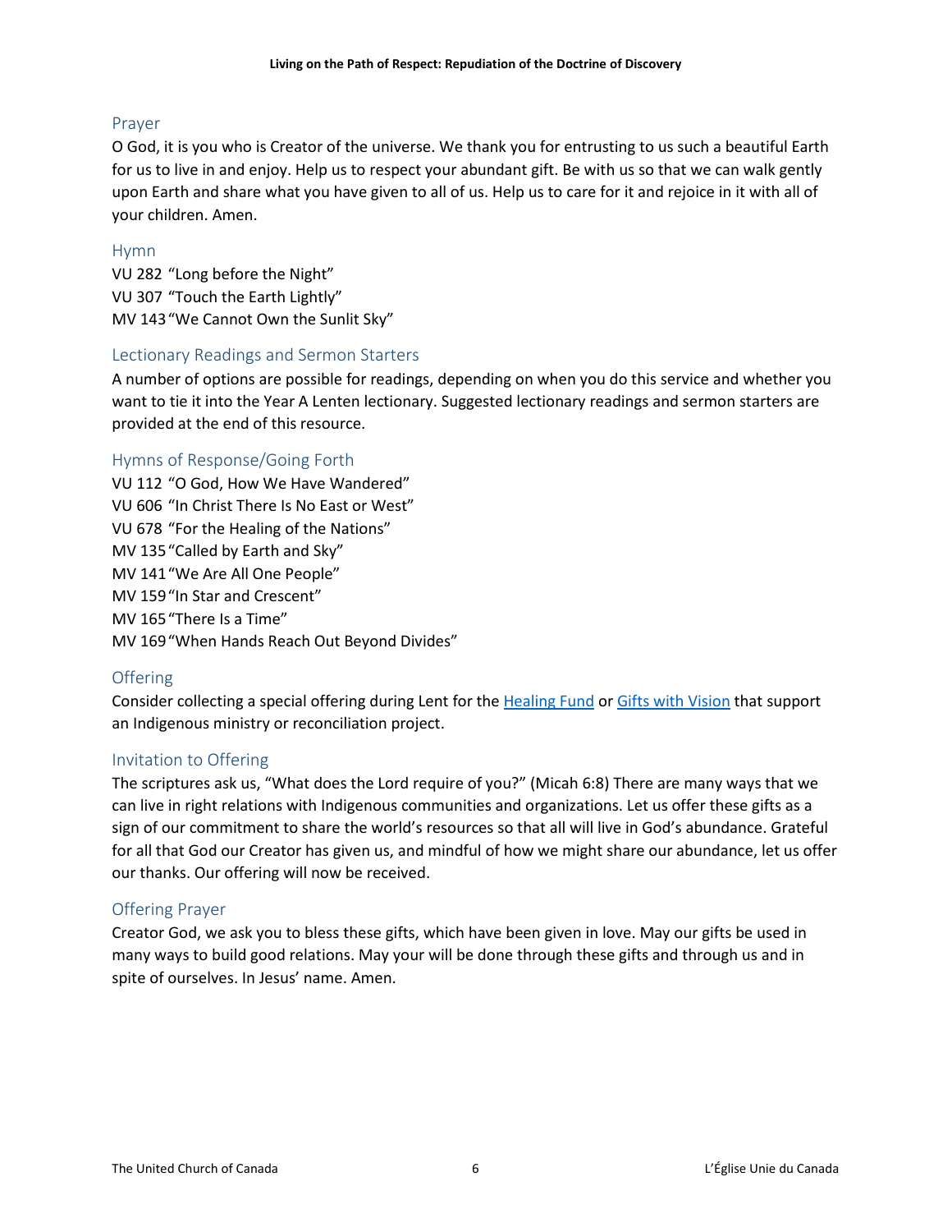## Prayer

O God, it is you who is Creator of the universe. We thank you for entrusting to us such a beautiful Earth for us to live in and enjoy. Help us to respect your abundant gift. Be with us so that we can walk gently upon Earth and share what you have given to all of us. Help us to care for it and rejoice in it with all of your children. Amen.

## Hymn

VU 282 "Long before the Night"
VU 307 "Touch the Earth Lightly"
MV 143 "We Cannot Own the Sunlit Sky"

## Lectionary Readings and Sermon Starters

A number of options are possible for readings, depending on when you do this service and whether you want to tie it into the Year A Lenten lectionary. Suggested lectionary readings and sermon starters are provided at the end of this resource.

## Hymns of Response/Going Forth

VU 112 "O God, How We Have Wandered"
VU 606 "In Christ There Is No East or West"
VU 678 "For the Healing of the Nations"
MV 135 "Called by Earth and Sky"
MV 141 "We Are All One People"
MV 159 "In Star and Crescent"
MV 165 "There Is a Time"
MV 169 "When Hands Reach Out Beyond Divides"

## Offering

Consider collecting a special offering during Lent for the Healing Fund or Gifts with Vision that support an Indigenous ministry or reconciliation project.

## Invitation to Offering

The scriptures ask us, "What does the Lord require of you?" (Micah 6:8) There are many ways that we can live in right relations with Indigenous communities and organizations. Let us offer these gifts as a sign of our commitment to share the world's resources so that all will live in God's abundance. Grateful for all that God our Creator has given us, and mindful of how we might share our abundance, let us offer our thanks. Our offering will now be received.

## Offering Prayer

Creator God, we ask you to bless these gifts, which have been given in love. May our gifts be used in many ways to build good relations. May your will be done through these gifts and through us and in spite of ourselves. In Jesus' name. Amen.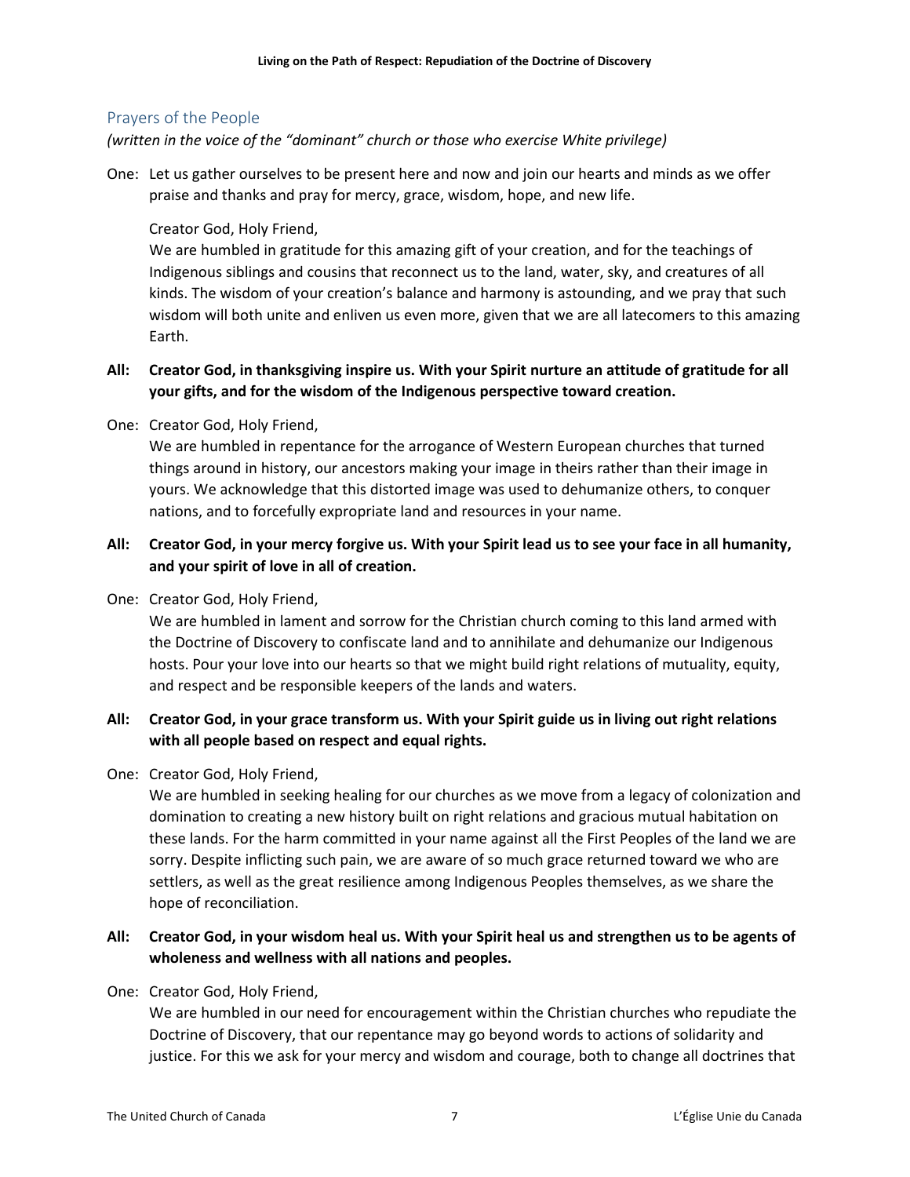## Prayers of the People

*(written in the voice of the "dominant" church or those who exercise White privilege)*

One: Let us gather ourselves to be present here and now and join our hearts and minds as we offer praise and thanks and pray for mercy, grace, wisdom, hope, and new life.

Creator God, Holy Friend,
We are humbled in gratitude for this amazing gift of your creation, and for the teachings of Indigenous siblings and cousins that reconnect us to the land, water, sky, and creatures of all kinds. The wisdom of your creation's balance and harmony is astounding, and we pray that such wisdom will both unite and enliven us even more, given that we are all latecomers to this amazing Earth.

**All: Creator God, in thanksgiving inspire us. With your Spirit nurture an attitude of gratitude for all your gifts, and for the wisdom of the Indigenous perspective toward creation.**

One: Creator God, Holy Friend,
We are humbled in repentance for the arrogance of Western European churches that turned things around in history, our ancestors making your image in theirs rather than their image in yours. We acknowledge that this distorted image was used to dehumanize others, to conquer nations, and to forcefully expropriate land and resources in your name.

**All: Creator God, in your mercy forgive us. With your Spirit lead us to see your face in all humanity, and your spirit of love in all of creation.**

One: Creator God, Holy Friend,
We are humbled in lament and sorrow for the Christian church coming to this land armed with the Doctrine of Discovery to confiscate land and to annihilate and dehumanize our Indigenous hosts. Pour your love into our hearts so that we might build right relations of mutuality, equity, and respect and be responsible keepers of the lands and waters.

**All: Creator God, in your grace transform us. With your Spirit guide us in living out right relations with all people based on respect and equal rights.**

One: Creator God, Holy Friend,
We are humbled in seeking healing for our churches as we move from a legacy of colonization and domination to creating a new history built on right relations and gracious mutual habitation on these lands. For the harm committed in your name against all the First Peoples of the land we are sorry. Despite inflicting such pain, we are aware of so much grace returned toward we who are settlers, as well as the great resilience among Indigenous Peoples themselves, as we share the hope of reconciliation.

**All: Creator God, in your wisdom heal us. With your Spirit heal us and strengthen us to be agents of wholeness and wellness with all nations and peoples.**

One: Creator God, Holy Friend,
We are humbled in our need for encouragement within the Christian churches who repudiate the Doctrine of Discovery, that our repentance may go beyond words to actions of solidarity and justice. For this we ask for your mercy and wisdom and courage, both to change all doctrines that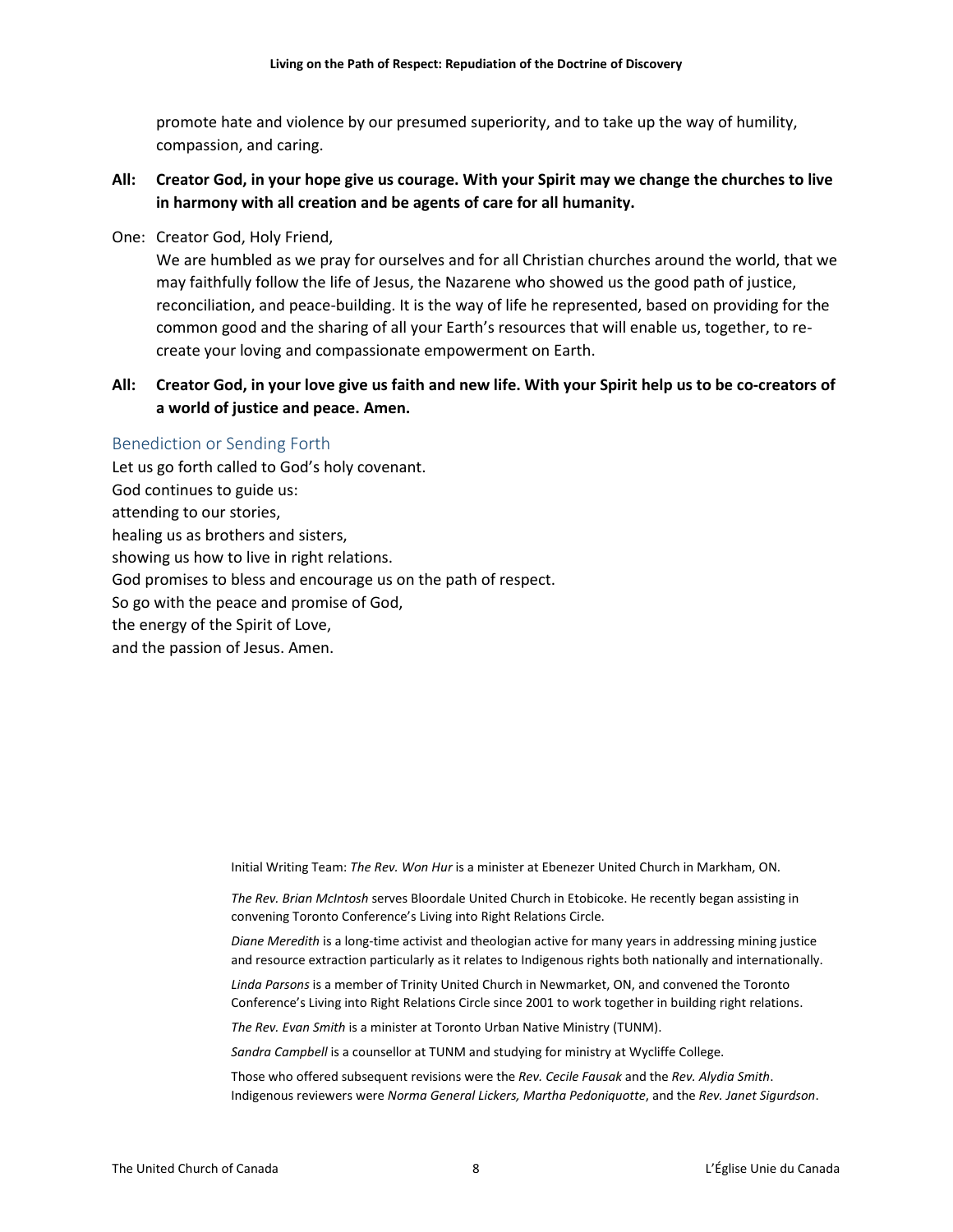promote hate and violence by our presumed superiority, and to take up the way of humility, compassion, and caring.

**All: Creator God, in your hope give us courage. With your Spirit may we change the churches to live in harmony with all creation and be agents of care for all humanity.**

One: Creator God, Holy Friend,
We are humbled as we pray for ourselves and for all Christian churches around the world, that we may faithfully follow the life of Jesus, the Nazarene who showed us the good path of justice, reconciliation, and peace-building. It is the way of life he represented, based on providing for the common good and the sharing of all your Earth's resources that will enable us, together, to re-create your loving and compassionate empowerment on Earth.

**All: Creator God, in your love give us faith and new life. With your Spirit help us to be co-creators of a world of justice and peace. Amen.**

## Benediction or Sending Forth

Let us go forth called to God's holy covenant.
God continues to guide us:
attending to our stories,
healing us as brothers and sisters,
showing us how to live in right relations.
God promises to bless and encourage us on the path of respect.
So go with the peace and promise of God,
the energy of the Spirit of Love,
and the passion of Jesus. Amen.

Initial Writing Team: *The Rev. Won Hur* is a minister at Ebenezer United Church in Markham, ON.

*The Rev. Brian McIntosh* serves Bloordale United Church in Etobicoke. He recently began assisting in convening Toronto Conference's Living into Right Relations Circle.

*Diane Meredith* is a long-time activist and theologian active for many years in addressing mining justice and resource extraction particularly as it relates to Indigenous rights both nationally and internationally.

*Linda Parsons* is a member of Trinity United Church in Newmarket, ON, and convened the Toronto Conference's Living into Right Relations Circle since 2001 to work together in building right relations.

*The Rev. Evan Smith* is a minister at Toronto Urban Native Ministry (TUNM).

*Sandra Campbell* is a counsellor at TUNM and studying for ministry at Wycliffe College.

Those who offered subsequent revisions were the *Rev. Cecile Fausak* and the *Rev. Alydia Smith*. Indigenous reviewers were *Norma General Lickers, Martha Pedoniquotte*, and the *Rev. Janet Sigurdson*.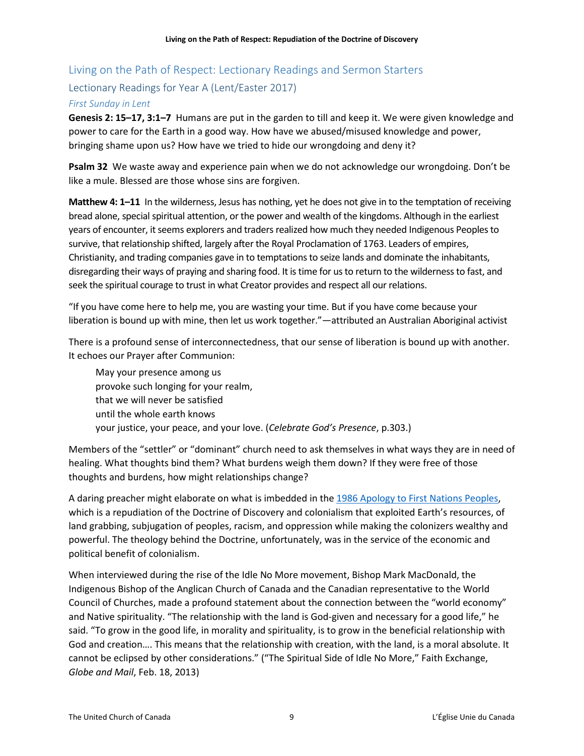## Living on the Path of Respect: Lectionary Readings and Sermon Starters

### Lectionary Readings for Year A (Lent/Easter 2017)

#### *First Sunday in Lent*

**Genesis 2: 15–17, 3:1–7** Humans are put in the garden to till and keep it. We were given knowledge and power to care for the Earth in a good way. How have we abused/misused knowledge and power, bringing shame upon us? How have we tried to hide our wrongdoing and deny it?

**Psalm 32** We waste away and experience pain when we do not acknowledge our wrongdoing. Don't be like a mule. Blessed are those whose sins are forgiven.

**Matthew 4: 1–11** In the wilderness, Jesus has nothing, yet he does not give in to the temptation of receiving bread alone, special spiritual attention, or the power and wealth of the kingdoms. Although in the earliest years of encounter, it seems explorers and traders realized how much they needed Indigenous Peoples to survive, that relationship shifted, largely after the Royal Proclamation of 1763. Leaders of empires, Christianity, and trading companies gave in to temptations to seize lands and dominate the inhabitants, disregarding their ways of praying and sharing food. It is time for us to return to the wilderness to fast, and seek the spiritual courage to trust in what Creator provides and respect all our relations.

"If you have come here to help me, you are wasting your time. But if you have come because your liberation is bound up with mine, then let us work together."—attributed an Australian Aboriginal activist

There is a profound sense of interconnectedness, that our sense of liberation is bound up with another. It echoes our Prayer after Communion:

> May your presence among us
> provoke such longing for your realm,
> that we will never be satisfied
> until the whole earth knows
> your justice, your peace, and your love. (*Celebrate God's Presence*, p.303.)

Members of the "settler" or "dominant" church need to ask themselves in what ways they are in need of healing. What thoughts bind them? What burdens weigh them down? If they were free of those thoughts and burdens, how might relationships change?

A daring preacher might elaborate on what is imbedded in the 1986 Apology to First Nations Peoples, which is a repudiation of the Doctrine of Discovery and colonialism that exploited Earth's resources, of land grabbing, subjugation of peoples, racism, and oppression while making the colonizers wealthy and powerful. The theology behind the Doctrine, unfortunately, was in the service of the economic and political benefit of colonialism.

When interviewed during the rise of the Idle No More movement, Bishop Mark MacDonald, the Indigenous Bishop of the Anglican Church of Canada and the Canadian representative to the World Council of Churches, made a profound statement about the connection between the "world economy" and Native spirituality. "The relationship with the land is God-given and necessary for a good life," he said. "To grow in the good life, in morality and spirituality, is to grow in the beneficial relationship with God and creation…. This means that the relationship with creation, with the land, is a moral absolute. It cannot be eclipsed by other considerations." ("The Spiritual Side of Idle No More," Faith Exchange, *Globe and Mail*, Feb. 18, 2013)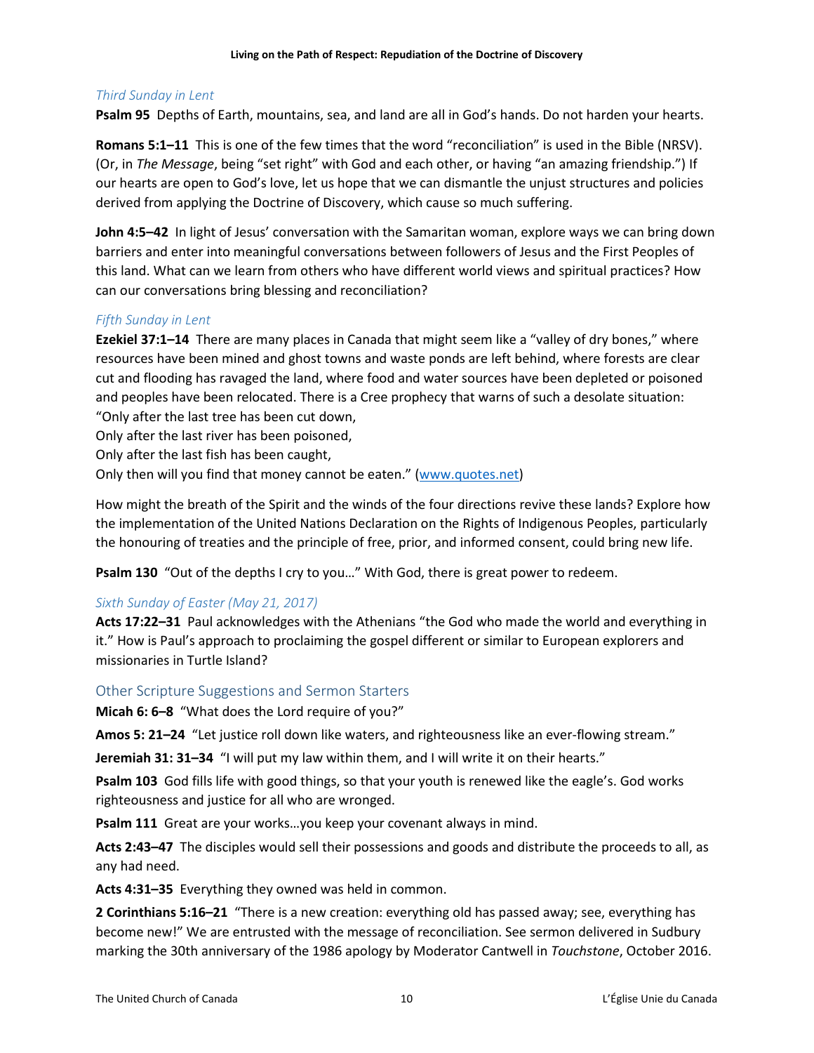### *Third Sunday in Lent*

**Psalm 95** Depths of Earth, mountains, sea, and land are all in God's hands. Do not harden your hearts.

**Romans 5:1–11** This is one of the few times that the word "reconciliation" is used in the Bible (NRSV). (Or, in *The Message*, being "set right" with God and each other, or having "an amazing friendship.") If our hearts are open to God's love, let us hope that we can dismantle the unjust structures and policies derived from applying the Doctrine of Discovery, which cause so much suffering.

**John 4:5–42** In light of Jesus' conversation with the Samaritan woman, explore ways we can bring down barriers and enter into meaningful conversations between followers of Jesus and the First Peoples of this land. What can we learn from others who have different world views and spiritual practices? How can our conversations bring blessing and reconciliation?

### *Fifth Sunday in Lent*

**Ezekiel 37:1–14** There are many places in Canada that might seem like a "valley of dry bones," where resources have been mined and ghost towns and waste ponds are left behind, where forests are clear cut and flooding has ravaged the land, where food and water sources have been depleted or poisoned and peoples have been relocated. There is a Cree prophecy that warns of such a desolate situation:
"Only after the last tree has been cut down,
Only after the last river has been poisoned,
Only after the last fish has been caught,
Only then will you find that money cannot be eaten." ([www.quotes.net](www.quotes.net))

How might the breath of the Spirit and the winds of the four directions revive these lands? Explore how the implementation of the United Nations Declaration on the Rights of Indigenous Peoples, particularly the honouring of treaties and the principle of free, prior, and informed consent, could bring new life.

**Psalm 130** "Out of the depths I cry to you…" With God, there is great power to redeem.

### *Sixth Sunday of Easter (May 21, 2017)*

**Acts 17:22–31** Paul acknowledges with the Athenians "the God who made the world and everything in it." How is Paul's approach to proclaiming the gospel different or similar to European explorers and missionaries in Turtle Island?

## Other Scripture Suggestions and Sermon Starters

**Micah 6: 6–8** "What does the Lord require of you?"

**Amos 5: 21–24** "Let justice roll down like waters, and righteousness like an ever-flowing stream."

**Jeremiah 31: 31–34** "I will put my law within them, and I will write it on their hearts."

**Psalm 103** God fills life with good things, so that your youth is renewed like the eagle's. God works righteousness and justice for all who are wronged.

**Psalm 111** Great are your works…you keep your covenant always in mind.

**Acts 2:43–47** The disciples would sell their possessions and goods and distribute the proceeds to all, as any had need.

**Acts 4:31–35** Everything they owned was held in common.

**2 Corinthians 5:16–21** "There is a new creation: everything old has passed away; see, everything has become new!" We are entrusted with the message of reconciliation. See sermon delivered in Sudbury marking the 30th anniversary of the 1986 apology by Moderator Cantwell in *Touchstone*, October 2016.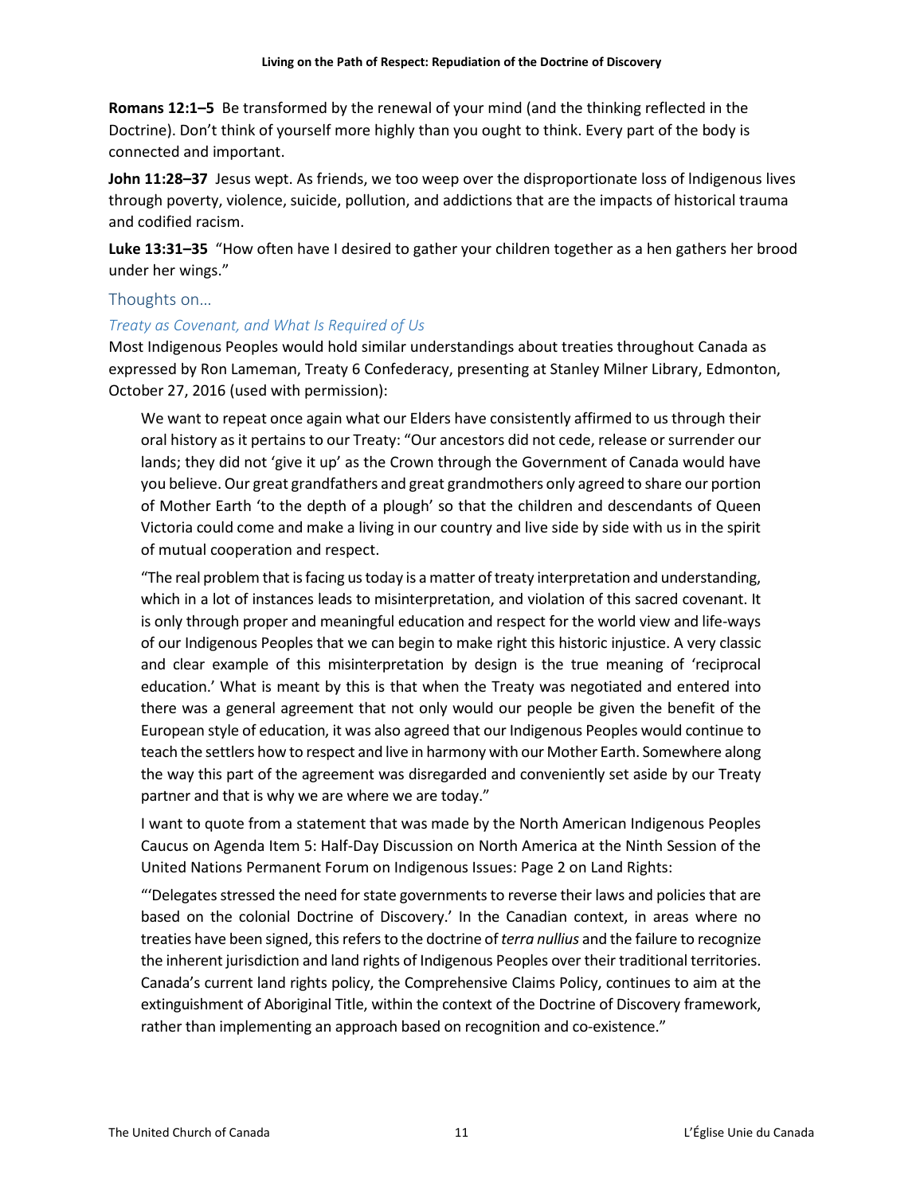**Romans 12:1–5** Be transformed by the renewal of your mind (and the thinking reflected in the Doctrine). Don't think of yourself more highly than you ought to think. Every part of the body is connected and important.

**John 11:28–37** Jesus wept. As friends, we too weep over the disproportionate loss of Indigenous lives through poverty, violence, suicide, pollution, and addictions that are the impacts of historical trauma and codified racism.

**Luke 13:31–35** "How often have I desired to gather your children together as a hen gathers her brood under her wings."

## Thoughts on…

### *Treaty as Covenant, and What Is Required of Us*

Most Indigenous Peoples would hold similar understandings about treaties throughout Canada as expressed by Ron Lameman, Treaty 6 Confederacy, presenting at Stanley Milner Library, Edmonton, October 27, 2016 (used with permission):

> We want to repeat once again what our Elders have consistently affirmed to us through their oral history as it pertains to our Treaty: "Our ancestors did not cede, release or surrender our lands; they did not 'give it up' as the Crown through the Government of Canada would have you believe. Our great grandfathers and great grandmothers only agreed to share our portion of Mother Earth 'to the depth of a plough' so that the children and descendants of Queen Victoria could come and make a living in our country and live side by side with us in the spirit of mutual cooperation and respect.
>
> "The real problem that is facing us today is a matter of treaty interpretation and understanding, which in a lot of instances leads to misinterpretation, and violation of this sacred covenant. It is only through proper and meaningful education and respect for the world view and life-ways of our Indigenous Peoples that we can begin to make right this historic injustice. A very classic and clear example of this misinterpretation by design is the true meaning of 'reciprocal education.' What is meant by this is that when the Treaty was negotiated and entered into there was a general agreement that not only would our people be given the benefit of the European style of education, it was also agreed that our Indigenous Peoples would continue to teach the settlers how to respect and live in harmony with our Mother Earth. Somewhere along the way this part of the agreement was disregarded and conveniently set aside by our Treaty partner and that is why we are where we are today."
>
> I want to quote from a statement that was made by the North American Indigenous Peoples Caucus on Agenda Item 5: Half-Day Discussion on North America at the Ninth Session of the United Nations Permanent Forum on Indigenous Issues: Page 2 on Land Rights:
>
> "'Delegates stressed the need for state governments to reverse their laws and policies that are based on the colonial Doctrine of Discovery.' In the Canadian context, in areas where no treaties have been signed, this refers to the doctrine of *terra nullius* and the failure to recognize the inherent jurisdiction and land rights of Indigenous Peoples over their traditional territories. Canada's current land rights policy, the Comprehensive Claims Policy, continues to aim at the extinguishment of Aboriginal Title, within the context of the Doctrine of Discovery framework, rather than implementing an approach based on recognition and co-existence."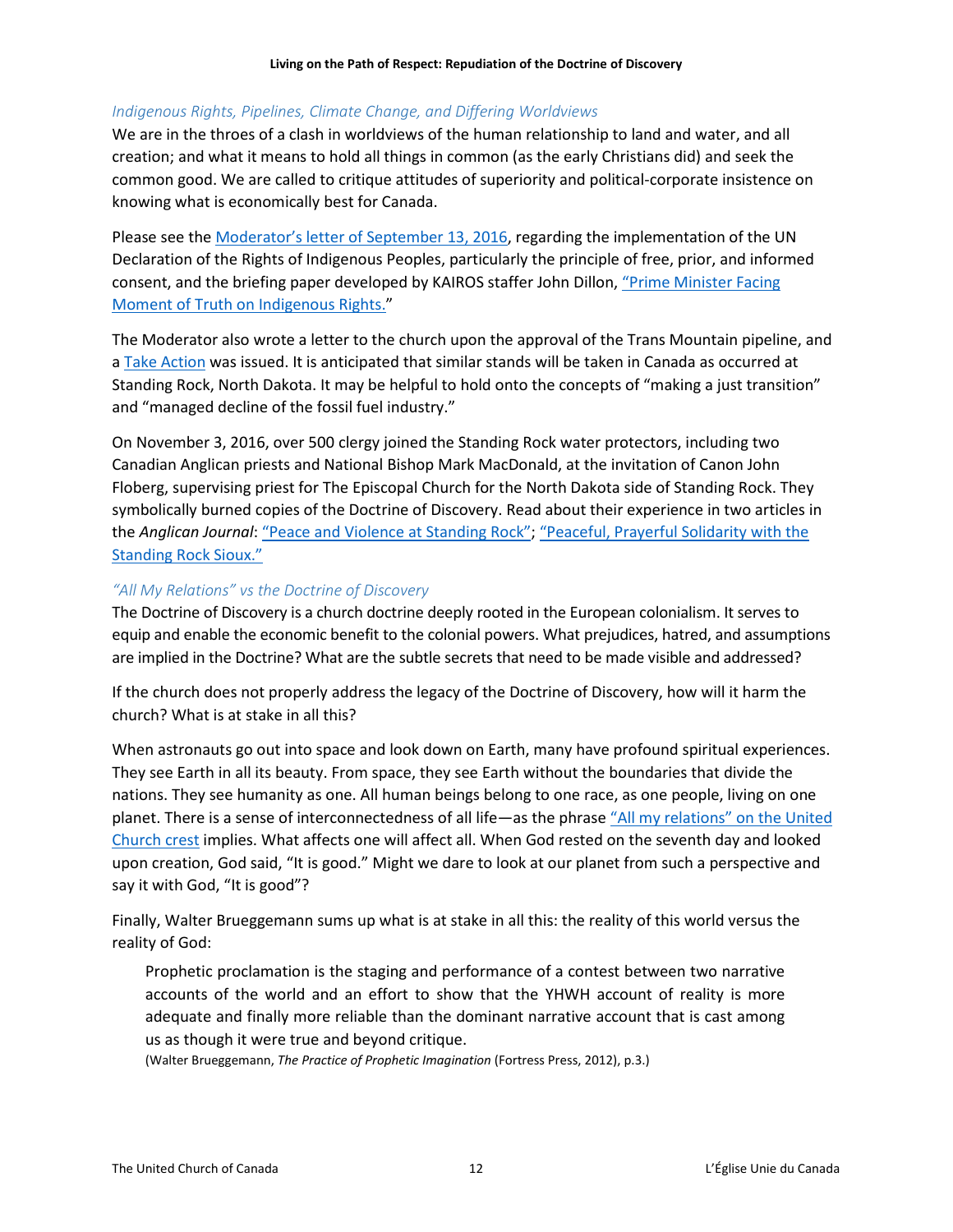### *Indigenous Rights, Pipelines, Climate Change, and Differing Worldviews*

We are in the throes of a clash in worldviews of the human relationship to land and water, and all creation; and what it means to hold all things in common (as the early Christians did) and seek the common good. We are called to critique attitudes of superiority and political-corporate insistence on knowing what is economically best for Canada.

Please see the Moderator's letter of September 13, 2016, regarding the implementation of the UN Declaration of the Rights of Indigenous Peoples, particularly the principle of free, prior, and informed consent, and the briefing paper developed by KAIROS staffer John Dillon, "Prime Minister Facing Moment of Truth on Indigenous Rights."

The Moderator also wrote a letter to the church upon the approval of the Trans Mountain pipeline, and a Take Action was issued. It is anticipated that similar stands will be taken in Canada as occurred at Standing Rock, North Dakota. It may be helpful to hold onto the concepts of "making a just transition" and "managed decline of the fossil fuel industry."

On November 3, 2016, over 500 clergy joined the Standing Rock water protectors, including two Canadian Anglican priests and National Bishop Mark MacDonald, at the invitation of Canon John Floberg, supervising priest for The Episcopal Church for the North Dakota side of Standing Rock. They symbolically burned copies of the Doctrine of Discovery. Read about their experience in two articles in the *Anglican Journal*: "Peace and Violence at Standing Rock"; "Peaceful, Prayerful Solidarity with the Standing Rock Sioux."

### *"All My Relations" vs the Doctrine of Discovery*

The Doctrine of Discovery is a church doctrine deeply rooted in the European colonialism. It serves to equip and enable the economic benefit to the colonial powers. What prejudices, hatred, and assumptions are implied in the Doctrine? What are the subtle secrets that need to be made visible and addressed?

If the church does not properly address the legacy of the Doctrine of Discovery, how will it harm the church? What is at stake in all this?

When astronauts go out into space and look down on Earth, many have profound spiritual experiences. They see Earth in all its beauty. From space, they see Earth without the boundaries that divide the nations. They see humanity as one. All human beings belong to one race, as one people, living on one planet. There is a sense of interconnectedness of all life—as the phrase "All my relations" on the United Church crest implies. What affects one will affect all. When God rested on the seventh day and looked upon creation, God said, "It is good." Might we dare to look at our planet from such a perspective and say it with God, "It is good"?

Finally, Walter Brueggemann sums up what is at stake in all this: the reality of this world versus the reality of God:

> Prophetic proclamation is the staging and performance of a contest between two narrative accounts of the world and an effort to show that the YHWH account of reality is more adequate and finally more reliable than the dominant narrative account that is cast among us as though it were true and beyond critique.
>
> (Walter Brueggemann, *The Practice of Prophetic Imagination* (Fortress Press, 2012), p.3.)